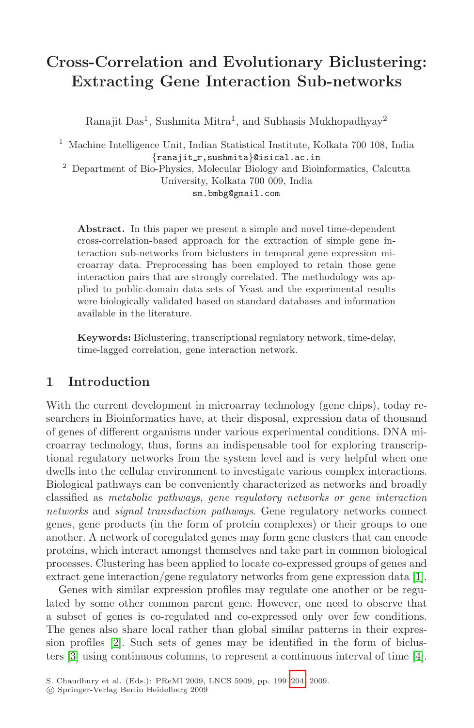# Cross-Correlation and Evolutionary Biclustering: Extracting Gene Interaction Sub-networks

Ranajit Das[1], Sushmita Mitra[1], and Subhasis Mukhopadhyay[2]

[1] Machine Intelligence Unit, Indian Statistical Institute, Kolkata 700 108, India
{ranajit_r,sushmita}@isical.ac.in

[2] Department of Bio-Physics, Molecular Biology and Bioinformatics, Calcutta University, Kolkata 700 009, India
sm.bmbg@gmail.com

**Abstract.** In this paper we present a simple and novel time-dependent cross-correlation-based approach for the extraction of simple gene interaction sub-networks from biclusters in temporal gene expression microarray data. Preprocessing has been employed to retain those gene interaction pairs that are strongly correlated. The methodology was applied to public-domain data sets of Yeast and the experimental results were biologically validated based on standard databases and information available in the literature.

**Keywords:** Biclustering, transcriptional regulatory network, time-delay, time-lagged correlation, gene interaction network.

## 1 Introduction

With the current development in microarray technology (gene chips), today researchers in Bioinformatics have, at their disposal, expression data of thousand of genes of different organisms under various experimental conditions. DNA microarray technology, thus, forms an indispensable tool for exploring transcriptional regulatory networks from the system level and is very helpful when one dwells into the cellular environment to investigate various complex interactions. Biological pathways can be conveniently characterized as networks and broadly classified as *metabolic pathways*, *gene regulatory networks or gene interaction networks* and *signal transduction pathways*. Gene regulatory networks connect genes, gene products (in the form of protein complexes) or their groups to one another. A network of coregulated genes may form gene clusters that can encode proteins, which interact amongst themselves and take part in common biological processes. Clustering has been applied to locate co-expressed groups of genes and extract gene interaction/gene regulatory networks from gene expression data [1].

Genes with similar expression profiles may regulate one another or be regulated by some other common parent gene. However, one need to observe that a subset of genes is co-regulated and co-expressed only over few conditions. The genes also share local rather than global similar patterns in their expression profiles [2]. Such sets of genes may be identified in the form of biclusters [3] using continuous columns, to represent a continuous interval of time [4].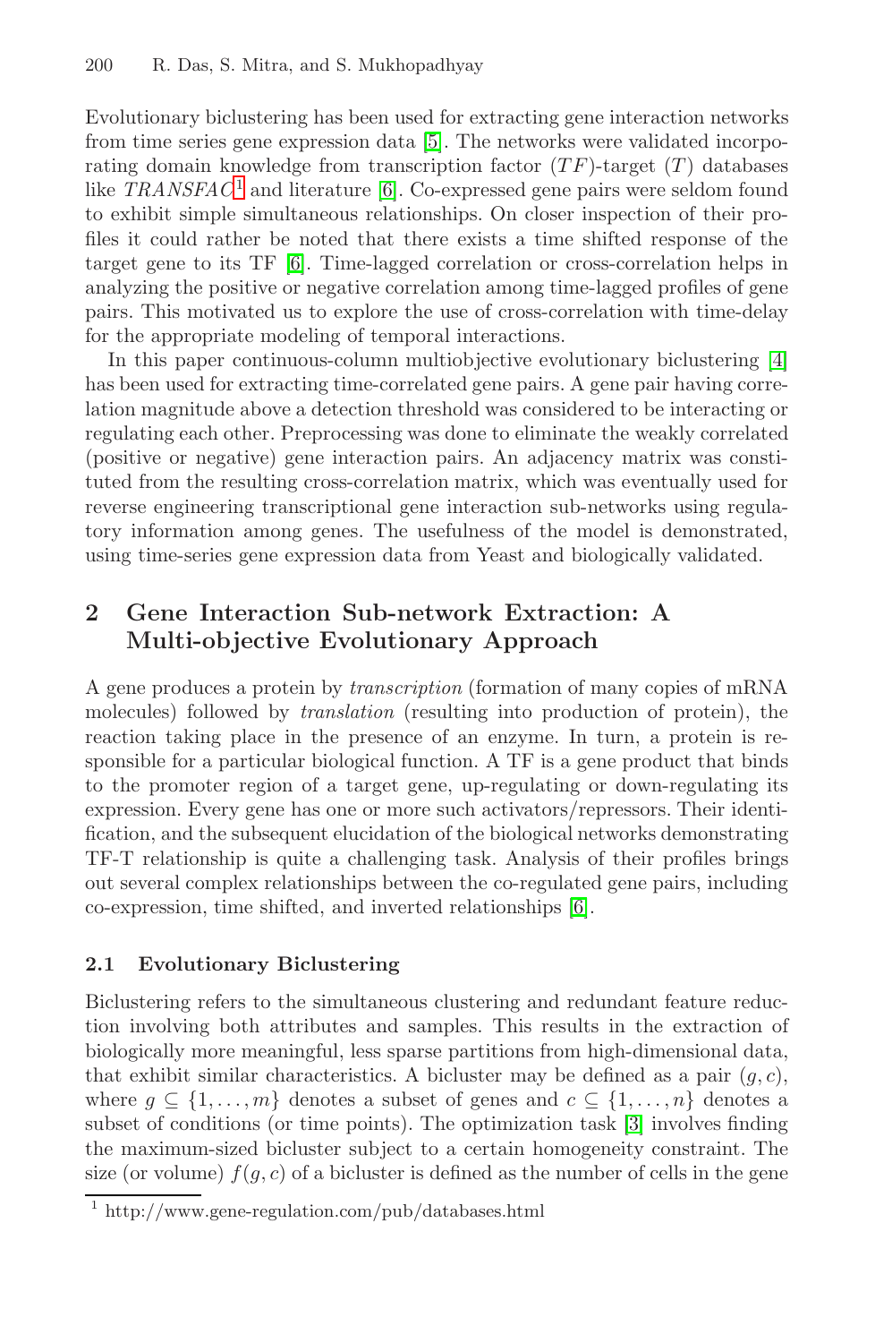Evolutionary biclustering has been used for extracting gene interaction networks from time series gene expression data [5]. The networks were validated incorporating domain knowledge from transcription factor ($TF$)-target ($T$) databases like *TRANSFAC*[1] and literature [6]. Co-expressed gene pairs were seldom found to exhibit simple simultaneous relationships. On closer inspection of their profiles it could rather be noted that there exists a time shifted response of the target gene to its TF [6]. Time-lagged correlation or cross-correlation helps in analyzing the positive or negative correlation among time-lagged profiles of gene pairs. This motivated us to explore the use of cross-correlation with time-delay for the appropriate modeling of temporal interactions.

In this paper continuous-column multiobjective evolutionary biclustering [4] has been used for extracting time-correlated gene pairs. A gene pair having correlation magnitude above a detection threshold was considered to be interacting or regulating each other. Preprocessing was done to eliminate the weakly correlated (positive or negative) gene interaction pairs. An adjacency matrix was constituted from the resulting cross-correlation matrix, which was eventually used for reverse engineering transcriptional gene interaction sub-networks using regulatory information among genes. The usefulness of the model is demonstrated, using time-series gene expression data from Yeast and biologically validated.

## 2 Gene Interaction Sub-network Extraction: A Multi-objective Evolutionary Approach

A gene produces a protein by *transcription* (formation of many copies of mRNA molecules) followed by *translation* (resulting into production of protein), the reaction taking place in the presence of an enzyme. In turn, a protein is responsible for a particular biological function. A TF is a gene product that binds to the promoter region of a target gene, up-regulating or down-regulating its expression. Every gene has one or more such activators/repressors. Their identification, and the subsequent elucidation of the biological networks demonstrating TF-T relationship is quite a challenging task. Analysis of their profiles brings out several complex relationships between the co-regulated gene pairs, including co-expression, time shifted, and inverted relationships [6].

### 2.1 Evolutionary Biclustering

Biclustering refers to the simultaneous clustering and redundant feature reduction involving both attributes and samples. This results in the extraction of biologically more meaningful, less sparse partitions from high-dimensional data, that exhibit similar characteristics. A bicluster may be defined as a pair $(g, c)$, where $g \subseteq \{1, \ldots, m\}$ denotes a subset of genes and $c \subseteq \{1, \ldots, n\}$ denotes a subset of conditions (or time points). The optimization task [3] involves finding the maximum-sized bicluster subject to a certain homogeneity constraint. The size (or volume) $f(g, c)$ of a bicluster is defined as the number of cells in the gene

[1] http://www.gene-regulation.com/pub/databases.html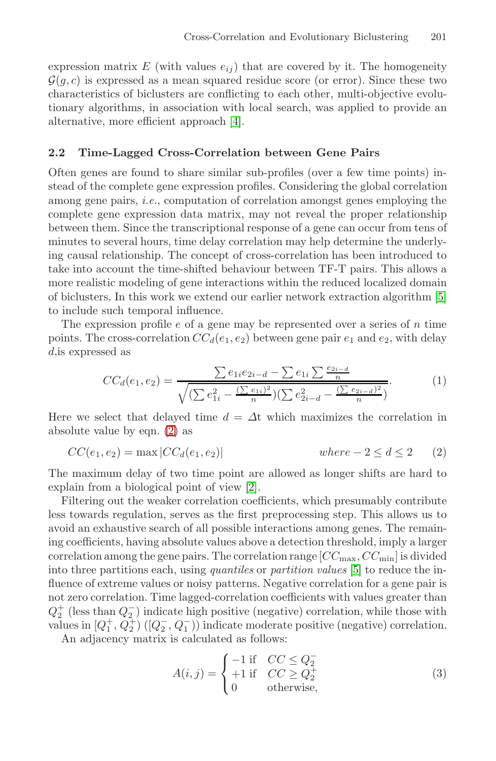expression matrix $E$ (with values $e_{ij}$) that are covered by it. The homogeneity $\mathcal{G}(g, c)$ is expressed as a mean squared residue score (or error). Since these two characteristics of biclusters are conflicting to each other, multi-objective evolutionary algorithms, in association with local search, was applied to provide an alternative, more efficient approach [4].

### 2.2 Time-Lagged Cross-Correlation between Gene Pairs

Often genes are found to share similar sub-profiles (over a few time points) instead of the complete gene expression profiles. Considering the global correlation among gene pairs, *i.e.*, computation of correlation amongst genes employing the complete gene expression data matrix, may not reveal the proper relationship between them. Since the transcriptional response of a gene can occur from tens of minutes to several hours, time delay correlation may help determine the underlying causal relationship. The concept of cross-correlation has been introduced to take into account the time-shifted behaviour between TF-T pairs. This allows a more realistic modeling of gene interactions within the reduced localized domain of biclusters. In this work we extend our earlier network extraction algorithm [5] to include such temporal influence.

The expression profile $e$ of a gene may be represented over a series of $n$ time points. The cross-correlation $CC_d(e_1, e_2)$ between gene pair $e_1$ and $e_2$, with delay $d$,is expressed as

$$CC_d(e_1, e_2) = \frac{\sum e_{1i} e_{2i-d} - \sum e_{1i} \sum \frac{e_{2i-d}}{n}}{\sqrt{(\sum e_{1i}^2 - \frac{(\sum e_{1i})^2}{n})(\sum e_{2i-d}^2 - \frac{(\sum e_{2i-d})^2}{n})}}. \tag{1}$$

Here we select that delayed time $d = \Delta t$ which maximizes the correlation in absolute value by eqn. (2) as

$$CC(e_1, e_2) = \max |CC_d(e_1, e_2)| \qquad \textit{where} - 2 \leq d \leq 2 \tag{2}$$

The maximum delay of two time point are allowed as longer shifts are hard to explain from a biological point of view [2].

Filtering out the weaker correlation coefficients, which presumably contribute less towards regulation, serves as the first preprocessing step. This allows us to avoid an exhaustive search of all possible interactions among genes. The remaining coefficients, having absolute values above a detection threshold, imply a larger correlation among the gene pairs. The correlation range $[CC_{\max}, CC_{\min}]$ is divided into three partitions each, using *quantiles* or *partition values* [5] to reduce the influence of extreme values or noisy patterns. Negative correlation for a gene pair is not zero correlation. Time lagged-correlation coefficients with values greater than $Q_2^+$ (less than $Q_2^-$) indicate high positive (negative) correlation, while those with values in $[Q_1^+, Q_2^+)$ ($[Q_2^-, Q_1^-)$) indicate moderate positive (negative) correlation.

An adjacency matrix is calculated as follows:

$$A(i, j) = \begin{cases} -1 \text{ if } & CC \leq Q_2^- \\ +1 \text{ if } & CC \geq Q_2^+ \\ 0 & \text{otherwise,} \end{cases} \tag{3}$$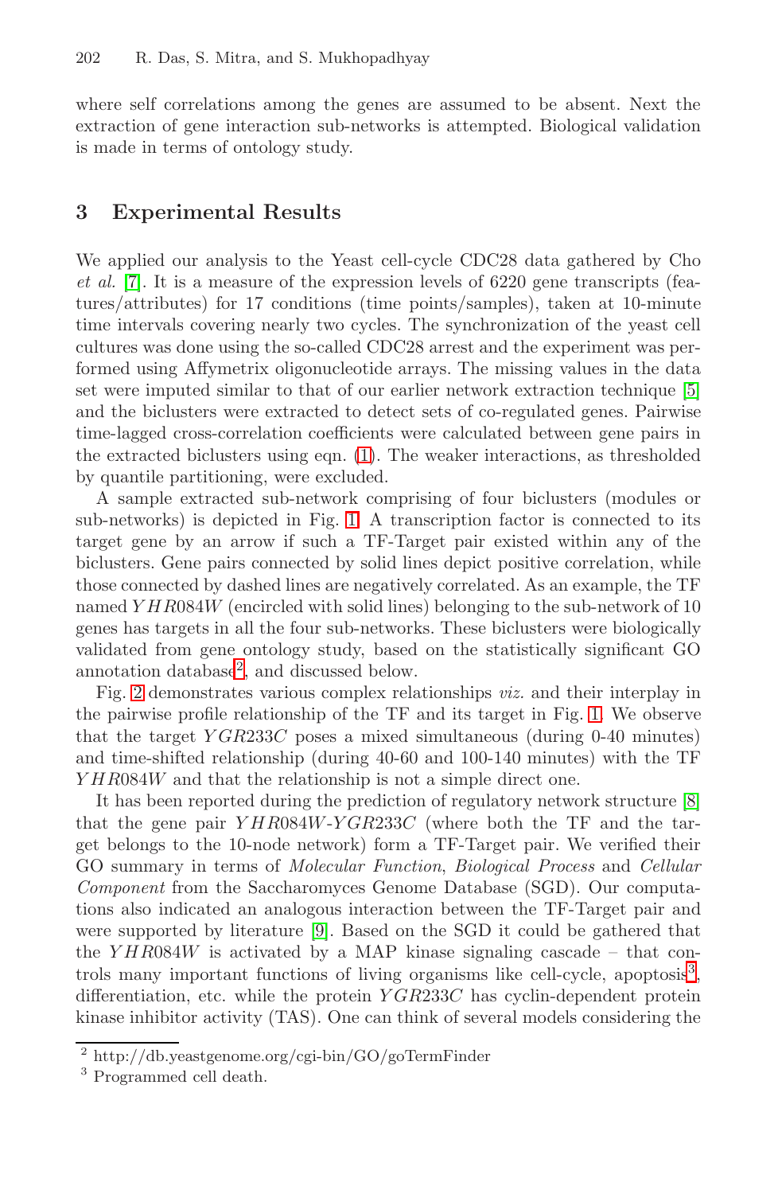where self correlations among the genes are assumed to be absent. Next the extraction of gene interaction sub-networks is attempted. Biological validation is made in terms of ontology study.

## 3 Experimental Results

We applied our analysis to the Yeast cell-cycle CDC28 data gathered by Cho *et al.* [7]. It is a measure of the expression levels of 6220 gene transcripts (features/attributes) for 17 conditions (time points/samples), taken at 10-minute time intervals covering nearly two cycles. The synchronization of the yeast cell cultures was done using the so-called CDC28 arrest and the experiment was performed using Affymetrix oligonucleotide arrays. The missing values in the data set were imputed similar to that of our earlier network extraction technique [5] and the biclusters were extracted to detect sets of co-regulated genes. Pairwise time-lagged cross-correlation coefficients were calculated between gene pairs in the extracted biclusters using eqn. (1). The weaker interactions, as thresholded by quantile partitioning, were excluded.

A sample extracted sub-network comprising of four biclusters (modules or sub-networks) is depicted in Fig. 1. A transcription factor is connected to its target gene by an arrow if such a TF-Target pair existed within any of the biclusters. Gene pairs connected by solid lines depict positive correlation, while those connected by dashed lines are negatively correlated. As an example, the TF named $YHR084W$ (encircled with solid lines) belonging to the sub-network of 10 genes has targets in all the four sub-networks. These biclusters were biologically validated from gene ontology study, based on the statistically significant GO annotation database[2], and discussed below.

Fig. 2 demonstrates various complex relationships *viz.* and their interplay in the pairwise profile relationship of the TF and its target in Fig. 1. We observe that the target $YGR233C$ poses a mixed simultaneous (during 0-40 minutes) and time-shifted relationship (during 40-60 and 100-140 minutes) with the TF $YHR084W$ and that the relationship is not a simple direct one.

It has been reported during the prediction of regulatory network structure [8] that the gene pair $YHR084W$-$YGR233C$ (where both the TF and the target belongs to the 10-node network) form a TF-Target pair. We verified their GO summary in terms of *Molecular Function*, *Biological Process* and *Cellular Component* from the Saccharomyces Genome Database (SGD). Our computations also indicated an analogous interaction between the TF-Target pair and were supported by literature [9]. Based on the SGD it could be gathered that the $YHR084W$ is activated by a MAP kinase signaling cascade – that controls many important functions of living organisms like cell-cycle, apoptosis[3], differentiation, etc. while the protein $YGR233C$ has cyclin-dependent protein kinase inhibitor activity (TAS). One can think of several models considering the

[2] http://db.yeastgenome.org/cgi-bin/GO/goTermFinder

[3] Programmed cell death.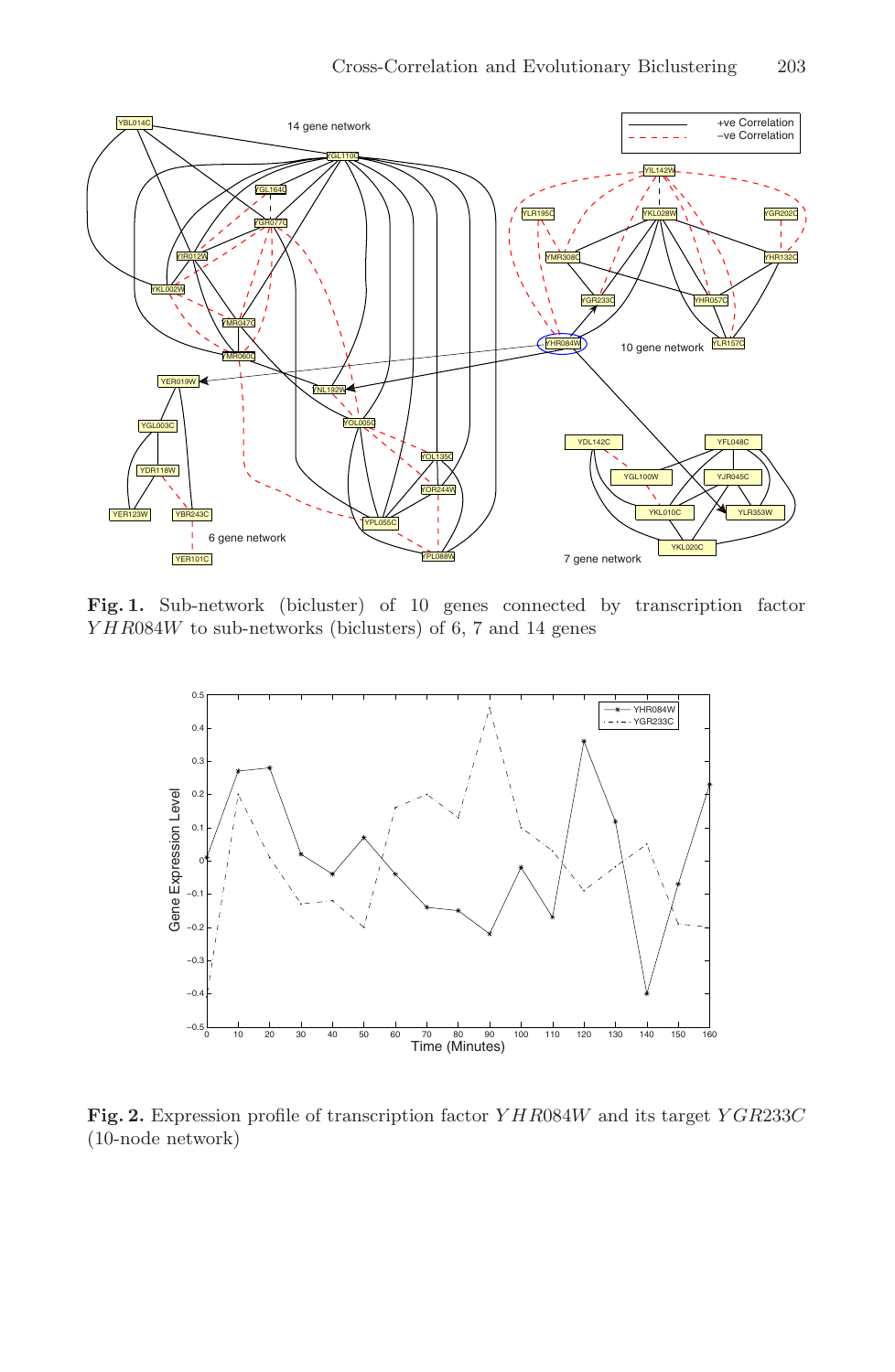**Fig. 1.** Sub-network (bicluster) of 10 genes connected by transcription factor $YHR084W$ to sub-networks (biclusters) of 6, 7 and 14 genes

**Fig. 2.** Expression profile of transcription factor $YHR084W$ and its target $YGR233C$ (10-node network)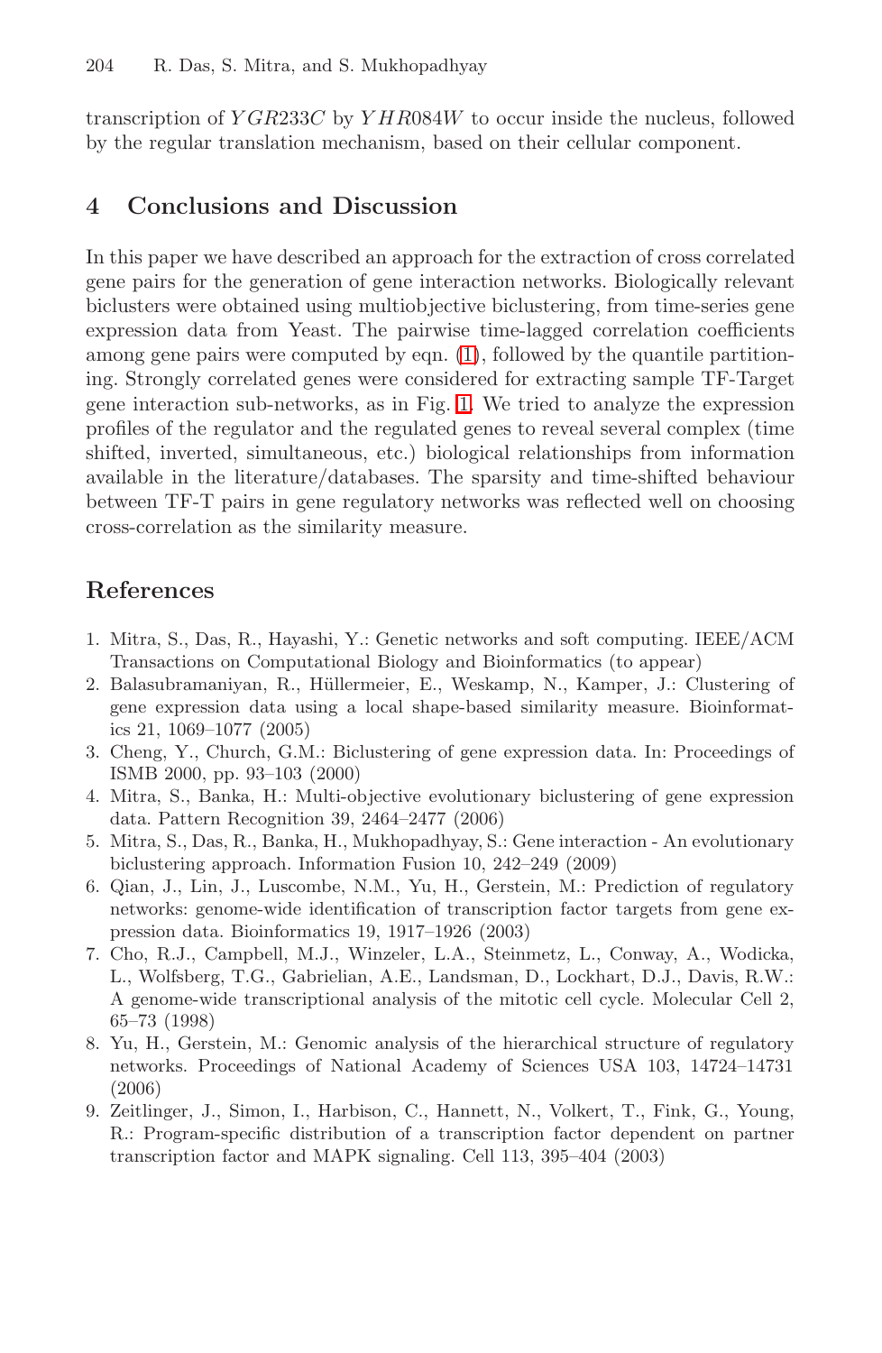transcription of $YGR233C$ by $YHR084W$ to occur inside the nucleus, followed by the regular translation mechanism, based on their cellular component.

## 4 Conclusions and Discussion

In this paper we have described an approach for the extraction of cross correlated gene pairs for the generation of gene interaction networks. Biologically relevant biclusters were obtained using multiobjective biclustering, from time-series gene expression data from Yeast. The pairwise time-lagged correlation coefficients among gene pairs were computed by eqn. (1), followed by the quantile partitioning. Strongly correlated genes were considered for extracting sample TF-Target gene interaction sub-networks, as in Fig. 1. We tried to analyze the expression profiles of the regulator and the regulated genes to reveal several complex (time shifted, inverted, simultaneous, etc.) biological relationships from information available in the literature/databases. The sparsity and time-shifted behaviour between TF-T pairs in gene regulatory networks was reflected well on choosing cross-correlation as the similarity measure.

## References

1. Mitra, S., Das, R., Hayashi, Y.: Genetic networks and soft computing. IEEE/ACM Transactions on Computational Biology and Bioinformatics (to appear)
2. Balasubramaniyan, R., Hüllermeier, E., Weskamp, N., Kamper, J.: Clustering of gene expression data using a local shape-based similarity measure. Bioinformatics 21, 1069–1077 (2005)
3. Cheng, Y., Church, G.M.: Biclustering of gene expression data. In: Proceedings of ISMB 2000, pp. 93–103 (2000)
4. Mitra, S., Banka, H.: Multi-objective evolutionary biclustering of gene expression data. Pattern Recognition 39, 2464–2477 (2006)
5. Mitra, S., Das, R., Banka, H., Mukhopadhyay, S.: Gene interaction - An evolutionary biclustering approach. Information Fusion 10, 242–249 (2009)
6. Qian, J., Lin, J., Luscombe, N.M., Yu, H., Gerstein, M.: Prediction of regulatory networks: genome-wide identification of transcription factor targets from gene expression data. Bioinformatics 19, 1917–1926 (2003)
7. Cho, R.J., Campbell, M.J., Winzeler, L.A., Steinmetz, L., Conway, A., Wodicka, L., Wolfsberg, T.G., Gabrielian, A.E., Landsman, D., Lockhart, D.J., Davis, R.W.: A genome-wide transcriptional analysis of the mitotic cell cycle. Molecular Cell 2, 65–73 (1998)
8. Yu, H., Gerstein, M.: Genomic analysis of the hierarchical structure of regulatory networks. Proceedings of National Academy of Sciences USA 103, 14724–14731 (2006)
9. Zeitlinger, J., Simon, I., Harbison, C., Hannett, N., Volkert, T., Fink, G., Young, R.: Program-specific distribution of a transcription factor dependent on partner transcription factor and MAPK signaling. Cell 113, 395–404 (2003)